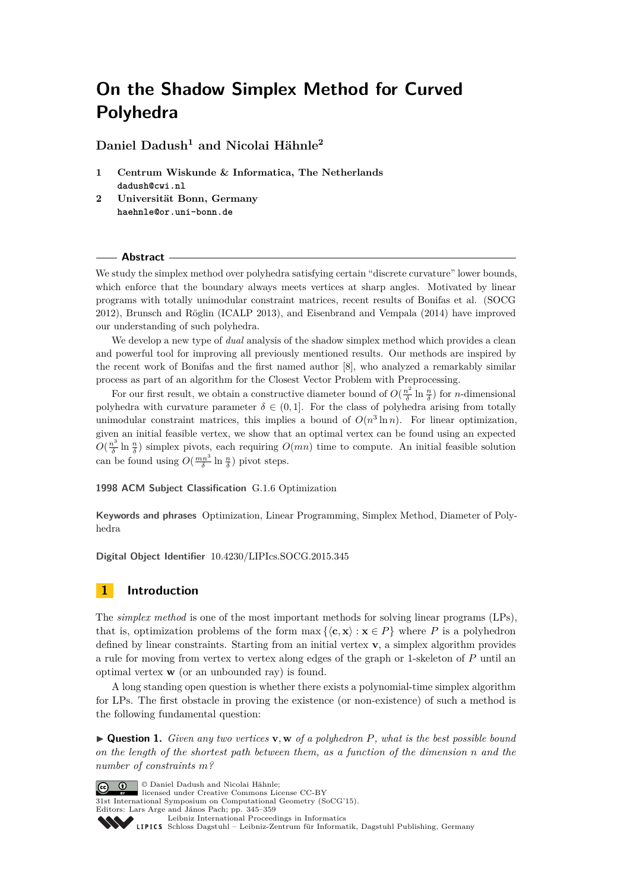# On the Shadow Simplex Method for Curved Polyhedra

**Daniel Dadush[1] and Nicolai Hähnle[2]**

1 **Centrum Wiskunde & Informatica, The Netherlands**
dadush@cwi.nl

2 **Universität Bonn, Germany**
haehnle@or.uni-bonn.de

## Abstract

We study the simplex method over polyhedra satisfying certain "discrete curvature" lower bounds, which enforce that the boundary always meets vertices at sharp angles. Motivated by linear programs with totally unimodular constraint matrices, recent results of Bonifas et al. (SOCG 2012), Brunsch and Röglin (ICALP 2013), and Eisenbrand and Vempala (2014) have improved our understanding of such polyhedra.

We develop a new type of *dual* analysis of the shadow simplex method which provides a clean and powerful tool for improving all previously mentioned results. Our methods are inspired by the recent work of Bonifas and the first named author [8], who analyzed a remarkably similar process as part of an algorithm for the Closest Vector Problem with Preprocessing.

For our first result, we obtain a constructive diameter bound of $O(\frac{n^2}{\delta}\ln\frac{n}{\delta})$ for $n$-dimensional polyhedra with curvature parameter $\delta \in (0, 1]$. For the class of polyhedra arising from totally unimodular constraint matrices, this implies a bound of $O(n^3 \ln n)$. For linear optimization, given an initial feasible vertex, we show that an optimal vertex can be found using an expected $O(\frac{n^3}{\delta}\ln\frac{n}{\delta})$ simplex pivots, each requiring $O(mn)$ time to compute. An initial feasible solution can be found using $O(\frac{mn^3}{\delta}\ln\frac{n}{\delta})$ pivot steps.

**1998 ACM Subject Classification** G.1.6 Optimization

**Keywords and phrases** Optimization, Linear Programming, Simplex Method, Diameter of Polyhedra

**Digital Object Identifier** 10.4230/LIPIcs.SOCG.2015.345

## 1 Introduction

The *simplex method* is one of the most important methods for solving linear programs (LPs), that is, optimization problems of the form $\max\{\langle \mathbf{c}, \mathbf{x}\rangle : \mathbf{x} \in P\}$ where $P$ is a polyhedron defined by linear constraints. Starting from an initial vertex $\mathbf{v}$, a simplex algorithm provides a rule for moving from vertex to vertex along edges of the graph or 1-skeleton of $P$ until an optimal vertex $\mathbf{w}$ (or an unbounded ray) is found.

A long standing open question is whether there exists a polynomial-time simplex algorithm for LPs. The first obstacle in proving the existence (or non-existence) of such a method is the following fundamental question:

▶ **Question 1.** *Given any two vertices* $\mathbf{v}, \mathbf{w}$ *of a polyhedron* $P$*, what is the best possible bound on the length of the shortest path between them, as a function of the dimension* $n$ *and the number of constraints* $m$*?*

© Daniel Dadush and Nicolai Hähnle;
licensed under Creative Commons License CC-BY
31st International Symposium on Computational Geometry (SoCG'15).
Editors: Lars Arge and János Pach; pp. 345–359
Leibniz International Proceedings in Informatics
Schloss Dagstuhl – Leibniz-Zentrum für Informatik, Dagstuhl Publishing, Germany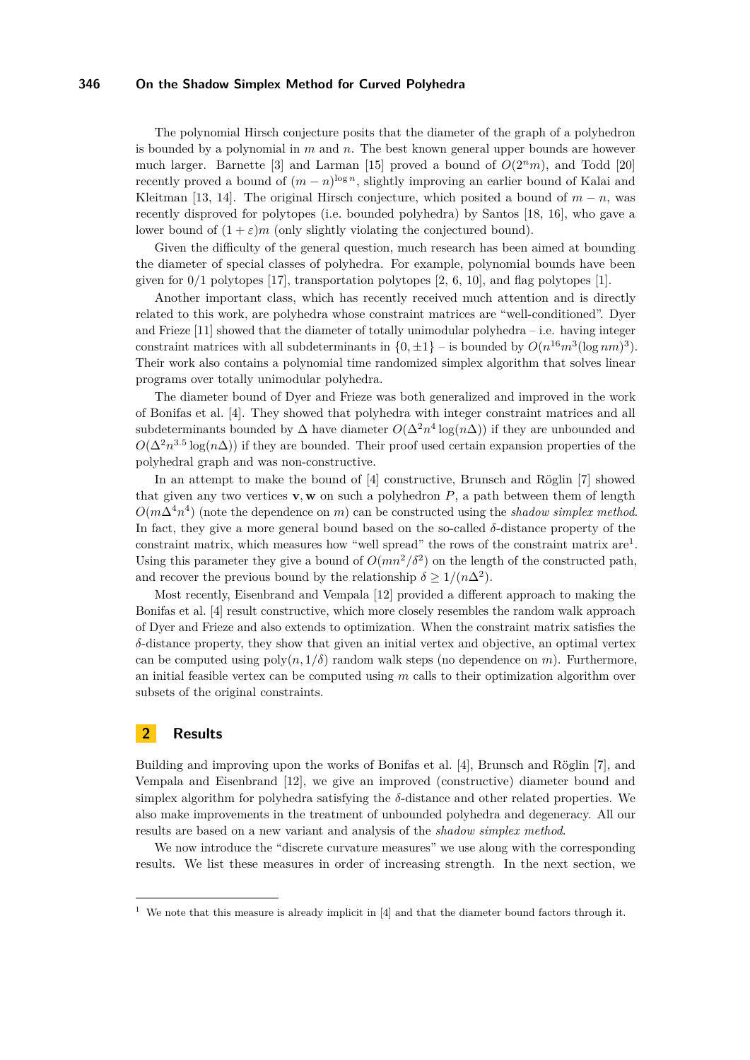The polynomial Hirsch conjecture posits that the diameter of the graph of a polyhedron is bounded by a polynomial in $m$ and $n$. The best known general upper bounds are however much larger. Barnette [3] and Larman [15] proved a bound of $O(2^n m)$, and Todd [20] recently proved a bound of $(m-n)^{\log n}$, slightly improving an earlier bound of Kalai and Kleitman [13, 14]. The original Hirsch conjecture, which posited a bound of $m-n$, was recently disproved for polytopes (i.e. bounded polyhedra) by Santos [18, 16], who gave a lower bound of $(1+\varepsilon)m$ (only slightly violating the conjectured bound).

Given the difficulty of the general question, much research has been aimed at bounding the diameter of special classes of polyhedra. For example, polynomial bounds have been given for 0/1 polytopes [17], transportation polytopes [2, 6, 10], and flag polytopes [1].

Another important class, which has recently received much attention and is directly related to this work, are polyhedra whose constraint matrices are "well-conditioned". Dyer and Frieze [11] showed that the diameter of totally unimodular polyhedra – i.e. having integer constraint matrices with all subdeterminants in $\{0, \pm 1\}$ – is bounded by $O(n^{16}m^3(\log nm)^3)$. Their work also contains a polynomial time randomized simplex algorithm that solves linear programs over totally unimodular polyhedra.

The diameter bound of Dyer and Frieze was both generalized and improved in the work of Bonifas et al. [4]. They showed that polyhedra with integer constraint matrices and all subdeterminants bounded by $\Delta$ have diameter $O(\Delta^2 n^4 \log(n\Delta))$ if they are unbounded and $O(\Delta^2 n^{3.5} \log(n\Delta))$ if they are bounded. Their proof used certain expansion properties of the polyhedral graph and was non-constructive.

In an attempt to make the bound of [4] constructive, Brunsch and Röglin [7] showed that given any two vertices $\mathbf{v}, \mathbf{w}$ on such a polyhedron $P$, a path between them of length $O(m\Delta^4 n^4)$ (note the dependence on $m$) can be constructed using the *shadow simplex method*. In fact, they give a more general bound based on the so-called $\delta$-distance property of the constraint matrix, which measures how "well spread" the rows of the constraint matrix are[1]. Using this parameter they give a bound of $O(mn^2/\delta^2)$ on the length of the constructed path, and recover the previous bound by the relationship $\delta \geq 1/(n\Delta^2)$.

Most recently, Eisenbrand and Vempala [12] provided a different approach to making the Bonifas et al. [4] result constructive, which more closely resembles the random walk approach of Dyer and Frieze and also extends to optimization. When the constraint matrix satisfies the $\delta$-distance property, they show that given an initial vertex and objective, an optimal vertex can be computed using $\text{poly}(n, 1/\delta)$ random walk steps (no dependence on $m$). Furthermore, an initial feasible vertex can be computed using $m$ calls to their optimization algorithm over subsets of the original constraints.

## 2 Results

Building and improving upon the works of Bonifas et al. [4], Brunsch and Röglin [7], and Vempala and Eisenbrand [12], we give an improved (constructive) diameter bound and simplex algorithm for polyhedra satisfying the $\delta$-distance and other related properties. We also make improvements in the treatment of unbounded polyhedra and degeneracy. All our results are based on a new variant and analysis of the *shadow simplex method*.

We now introduce the "discrete curvature measures" we use along with the corresponding results. We list these measures in order of increasing strength. In the next section, we

[1] We note that this measure is already implicit in [4] and that the diameter bound factors through it.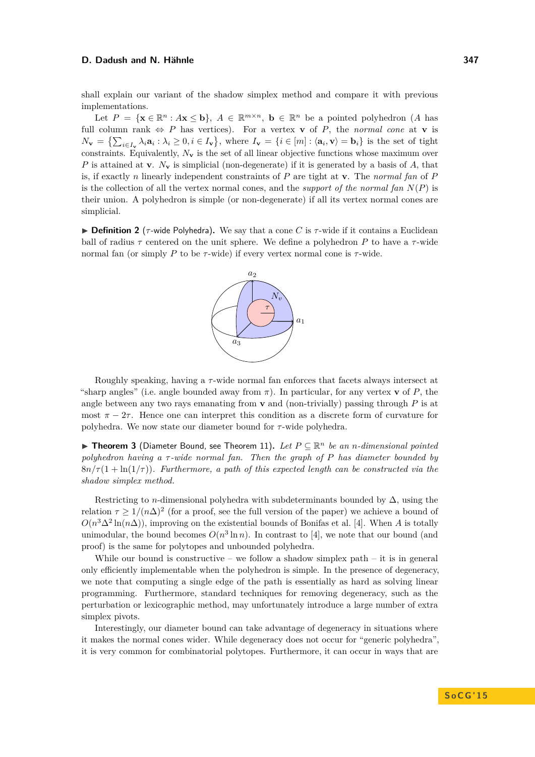shall explain our variant of the shadow simplex method and compare it with previous implementations.

Let $P = \{\mathbf{x} \in \mathbb{R}^n : A\mathbf{x} \leq \mathbf{b}\}$, $A \in \mathbb{R}^{m \times n}$, $\mathbf{b} \in \mathbb{R}^n$ be a pointed polyhedron ($A$ has full column rank $\Leftrightarrow$ $P$ has vertices). For a vertex $\mathbf{v}$ of $P$, the *normal cone* at $\mathbf{v}$ is $N_{\mathbf{v}} = \left\{\sum_{i \in I_{\mathbf{v}}} \lambda_i \mathbf{a}_i : \lambda_i \geq 0, i \in I_{\mathbf{v}}\right\}$, where $I_{\mathbf{v}} = \{i \in [m] : \langle \mathbf{a}_i, \mathbf{v}\rangle = \mathbf{b}_i\}$ is the set of tight constraints. Equivalently, $N_{\mathbf{v}}$ is the set of all linear objective functions whose maximum over $P$ is attained at $\mathbf{v}$. $N_{\mathbf{v}}$ is simplicial (non-degenerate) if it is generated by a basis of $A$, that is, if exactly $n$ linearly independent constraints of $P$ are tight at $\mathbf{v}$. The *normal fan* of $P$ is the collection of all the vertex normal cones, and the *support of the normal fan* $N(P)$ is their union. A polyhedron is simple (or non-degenerate) if all its vertex normal cones are simplicial.

▶ **Definition 2** ($\tau$-wide Polyhedra)**.** We say that a cone $C$ is $\tau$-wide if it contains a Euclidean ball of radius $\tau$ centered on the unit sphere. We define a polyhedron $P$ to have a $\tau$-wide normal fan (or simply $P$ to be $\tau$-wide) if every vertex normal cone is $\tau$-wide.

Roughly speaking, having a $\tau$-wide normal fan enforces that facets always intersect at "sharp angles" (i.e. angle bounded away from $\pi$). In particular, for any vertex $\mathbf{v}$ of $P$, the angle between any two rays emanating from $\mathbf{v}$ and (non-trivially) passing through $P$ is at most $\pi - 2\tau$. Hence one can interpret this condition as a discrete form of curvature for polyhedra. We now state our diameter bound for $\tau$-wide polyhedra.

▶ **Theorem 3** (Diameter Bound, see Theorem 11)**.** *Let $P \subseteq \mathbb{R}^n$ be an $n$-dimensional pointed polyhedron having a $\tau$-wide normal fan. Then the graph of $P$ has diameter bounded by $8n/\tau(1 + \ln(1/\tau))$. Furthermore, a path of this expected length can be constructed via the shadow simplex method.*

Restricting to $n$-dimensional polyhedra with subdeterminants bounded by $\Delta$, using the relation $\tau \geq 1/(n\Delta)^2$ (for a proof, see the full version of the paper) we achieve a bound of $O(n^3\Delta^2 \ln(n\Delta))$, improving on the existential bounds of Bonifas et al. [4]. When $A$ is totally unimodular, the bound becomes $O(n^3 \ln n)$. In contrast to [4], we note that our bound (and proof) is the same for polytopes and unbounded polyhedra.

While our bound is constructive – we follow a shadow simplex path – it is in general only efficiently implementable when the polyhedron is simple. In the presence of degeneracy, we note that computing a single edge of the path is essentially as hard as solving linear programming. Furthermore, standard techniques for removing degeneracy, such as the perturbation or lexicographic method, may unfortunately introduce a large number of extra simplex pivots.

Interestingly, our diameter bound can take advantage of degeneracy in situations where it makes the normal cones wider. While degeneracy does not occur for "generic polyhedra", it is very common for combinatorial polytopes. Furthermore, it can occur in ways that are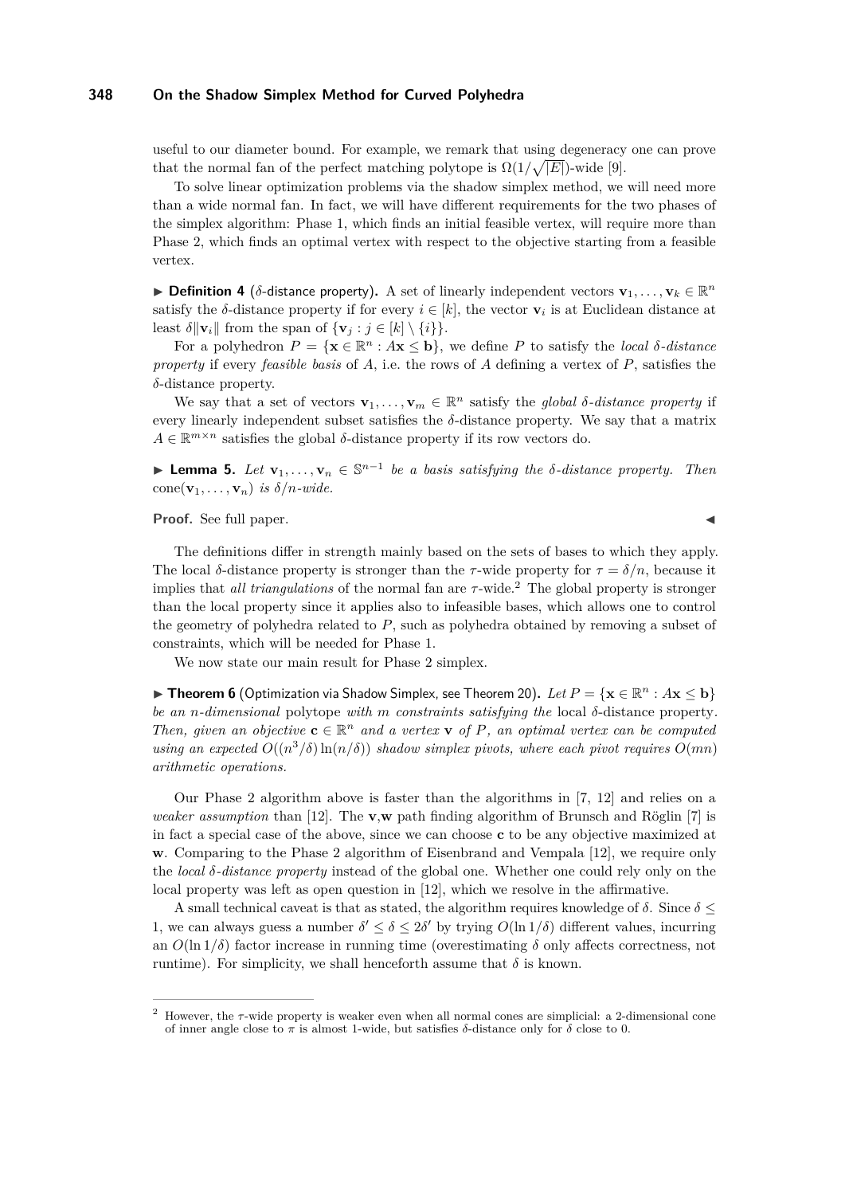useful to our diameter bound. For example, we remark that using degeneracy one can prove that the normal fan of the perfect matching polytope is $\Omega(1/\sqrt{|E|})$-wide [9].

To solve linear optimization problems via the shadow simplex method, we will need more than a wide normal fan. In fact, we will have different requirements for the two phases of the simplex algorithm: Phase 1, which finds an initial feasible vertex, will require more than Phase 2, which finds an optimal vertex with respect to the objective starting from a feasible vertex.

▶ **Definition 4** ($\delta$-distance property)**.** A set of linearly independent vectors $\mathbf{v}_1, \dots, \mathbf{v}_k \in \mathbb{R}^n$ satisfy the $\delta$-distance property if for every $i \in [k]$, the vector $\mathbf{v}_i$ is at Euclidean distance at least $\delta\|\mathbf{v}_i\|$ from the span of $\{\mathbf{v}_j : j \in [k] \setminus \{i\}\}$.

For a polyhedron $P = \{\mathbf{x} \in \mathbb{R}^n : A\mathbf{x} \leq \mathbf{b}\}$, we define $P$ to satisfy the *local $\delta$-distance property* if every *feasible basis* of $A$, i.e. the rows of $A$ defining a vertex of $P$, satisfies the $\delta$-distance property.

We say that a set of vectors $\mathbf{v}_1, \dots, \mathbf{v}_m \in \mathbb{R}^n$ satisfy the *global $\delta$-distance property* if every linearly independent subset satisfies the $\delta$-distance property. We say that a matrix $A \in \mathbb{R}^{m \times n}$ satisfies the global $\delta$-distance property if its row vectors do.

▶ **Lemma 5.** *Let $\mathbf{v}_1, \dots, \mathbf{v}_n \in \mathbb{S}^{n-1}$ be a basis satisfying the $\delta$-distance property. Then $\mathrm{cone}(\mathbf{v}_1, \dots, \mathbf{v}_n)$ is $\delta/n$-wide.*

**Proof.** See full paper. ◀

The definitions differ in strength mainly based on the sets of bases to which they apply. The local $\delta$-distance property is stronger than the $\tau$-wide property for $\tau = \delta/n$, because it implies that *all triangulations* of the normal fan are $\tau$-wide.[2] The global property is stronger than the local property since it applies also to infeasible bases, which allows one to control the geometry of polyhedra related to $P$, such as polyhedra obtained by removing a subset of constraints, which will be needed for Phase 1.

We now state our main result for Phase 2 simplex.

▶ **Theorem 6** (Optimization via Shadow Simplex, see Theorem 20)**.** *Let $P = \{\mathbf{x} \in \mathbb{R}^n : A\mathbf{x} \leq \mathbf{b}\}$ be an n-dimensional* polytope *with m constraints satisfying the* local $\delta$-distance property*. Then, given an objective $\mathbf{c} \in \mathbb{R}^n$ and a vertex $\mathbf{v}$ of $P$, an optimal vertex can be computed using an expected $O((n^3/\delta)\ln(n/\delta))$ shadow simplex pivots, where each pivot requires $O(mn)$ arithmetic operations.*

Our Phase 2 algorithm above is faster than the algorithms in [7, 12] and relies on a *weaker assumption* than [12]. The $\mathbf{v}$,$\mathbf{w}$ path finding algorithm of Brunsch and Röglin [7] is in fact a special case of the above, since we can choose $\mathbf{c}$ to be any objective maximized at $\mathbf{w}$. Comparing to the Phase 2 algorithm of Eisenbrand and Vempala [12], we require only the *local $\delta$-distance property* instead of the global one. Whether one could rely only on the local property was left as open question in [12], which we resolve in the affirmative.

A small technical caveat is that as stated, the algorithm requires knowledge of $\delta$. Since $\delta \leq 1$, we can always guess a number $\delta' \leq \delta \leq 2\delta'$ by trying $O(\ln 1/\delta)$ different values, incurring an $O(\ln 1/\delta)$ factor increase in running time (overestimating $\delta$ only affects correctness, not runtime). For simplicity, we shall henceforth assume that $\delta$ is known.

---

[2] However, the $\tau$-wide property is weaker even when all normal cones are simplicial: a 2-dimensional cone of inner angle close to $\pi$ is almost 1-wide, but satisfies $\delta$-distance only for $\delta$ close to 0.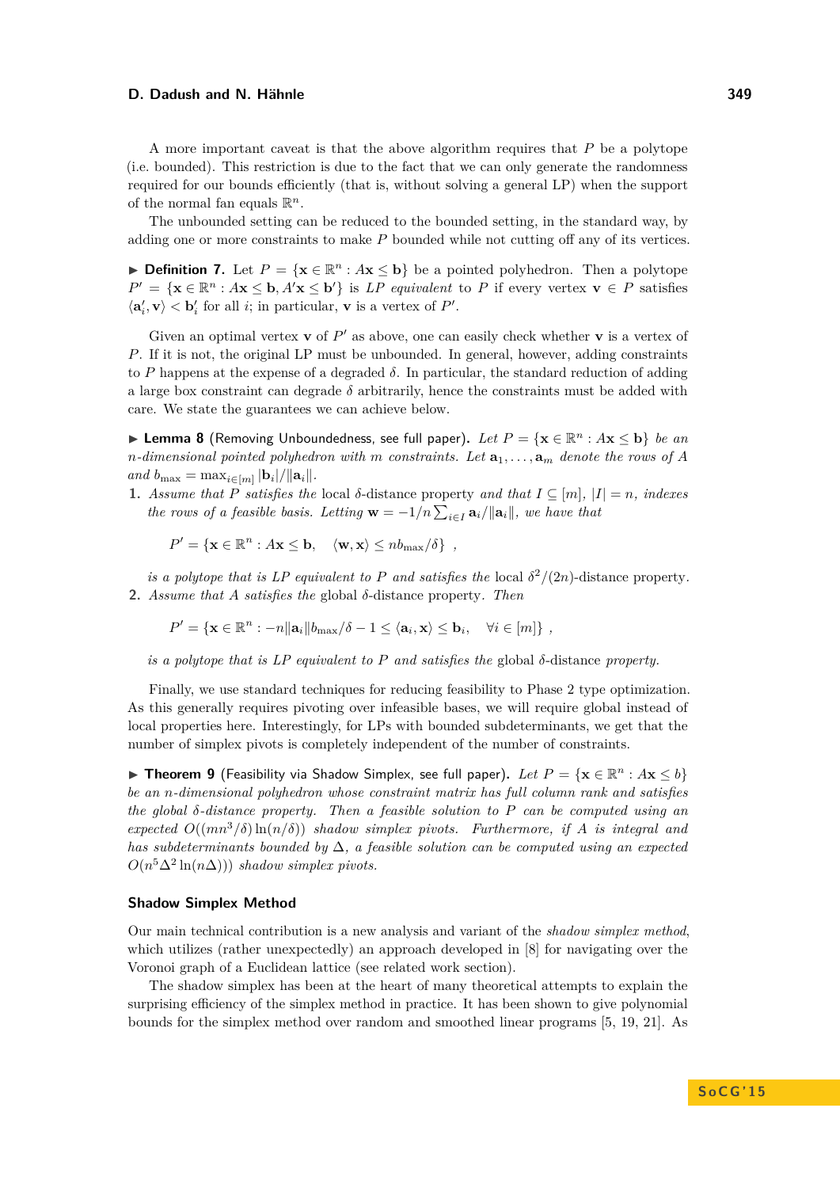A more important caveat is that the above algorithm requires that $P$ be a polytope (i.e. bounded). This restriction is due to the fact that we can only generate the randomness required for our bounds efficiently (that is, without solving a general LP) when the support of the normal fan equals $\mathbb{R}^n$.

The unbounded setting can be reduced to the bounded setting, in the standard way, by adding one or more constraints to make $P$ bounded while not cutting off any of its vertices.

▶ **Definition 7.** Let $P = \{\mathbf{x} \in \mathbb{R}^n : A\mathbf{x} \leq \mathbf{b}\}$ be a pointed polyhedron. Then a polytope $P' = \{\mathbf{x} \in \mathbb{R}^n : A\mathbf{x} \leq \mathbf{b}, A'\mathbf{x} \leq \mathbf{b}'\}$ is *LP equivalent* to $P$ if every vertex $\mathbf{v} \in P$ satisfies $\langle \mathbf{a}'_i, \mathbf{v}\rangle < \mathbf{b}'_i$ for all $i$; in particular, $\mathbf{v}$ is a vertex of $P'$.

Given an optimal vertex $\mathbf{v}$ of $P'$ as above, one can easily check whether $\mathbf{v}$ is a vertex of $P$. If it is not, the original LP must be unbounded. In general, however, adding constraints to $P$ happens at the expense of a degraded $\delta$. In particular, the standard reduction of adding a large box constraint can degrade $\delta$ arbitrarily, hence the constraints must be added with care. We state the guarantees we can achieve below.

▶ **Lemma 8** (Removing Unboundedness, see full paper)**.** *Let $P = \{\mathbf{x} \in \mathbb{R}^n : A\mathbf{x} \leq \mathbf{b}\}$ be an $n$-dimensional pointed polyhedron with $m$ constraints. Let $\mathbf{a}_1, \ldots, \mathbf{a}_m$ denote the rows of $A$ and $b_{\max} = \max_{i \in [m]} |\mathbf{b}_i|/\|\mathbf{a}_i\|$.*

1. *Assume that $P$ satisfies the* local *$\delta$-distance property and that $I \subseteq [m]$, $|I| = n$, indexes the rows of a feasible basis. Letting $\mathbf{w} = -1/n \sum_{i \in I} \mathbf{a}_i/\|\mathbf{a}_i\|$, we have that*

   $$P' = \{\mathbf{x} \in \mathbb{R}^n : A\mathbf{x} \leq \mathbf{b}, \quad \langle \mathbf{w}, \mathbf{x}\rangle \leq n b_{\max}/\delta\} \ ,$$

   *is a polytope that is LP equivalent to $P$ and satisfies the* local *$\delta^2/(2n)$-distance property.*
2. *Assume that $A$ satisfies the* global *$\delta$-distance property. Then*

   $$P' = \{\mathbf{x} \in \mathbb{R}^n : -n\|\mathbf{a}_i\| b_{\max}/\delta - 1 \leq \langle \mathbf{a}_i, \mathbf{x}\rangle \leq \mathbf{b}_i, \quad \forall i \in [m]\} \ ,$$

   *is a polytope that is LP equivalent to $P$ and satisfies the* global *$\delta$-distance property.*

Finally, we use standard techniques for reducing feasibility to Phase 2 type optimization. As this generally requires pivoting over infeasible bases, we will require global instead of local properties here. Interestingly, for LPs with bounded subdeterminants, we get that the number of simplex pivots is completely independent of the number of constraints.

▶ **Theorem 9** (Feasibility via Shadow Simplex, see full paper)**.** *Let $P = \{\mathbf{x} \in \mathbb{R}^n : A\mathbf{x} \leq b\}$ be an $n$-dimensional polyhedron whose constraint matrix has full column rank and satisfies the global $\delta$-distance property. Then a feasible solution to $P$ can be computed using an expected $O((mn^3/\delta)\ln(n/\delta))$ shadow simplex pivots. Furthermore, if $A$ is integral and has subdeterminants bounded by $\Delta$, a feasible solution can be computed using an expected $O(n^5\Delta^2 \ln(n\Delta)))$ shadow simplex pivots.*

### Shadow Simplex Method

Our main technical contribution is a new analysis and variant of the *shadow simplex method*, which utilizes (rather unexpectedly) an approach developed in [8] for navigating over the Voronoi graph of a Euclidean lattice (see related work section).

The shadow simplex has been at the heart of many theoretical attempts to explain the surprising efficiency of the simplex method in practice. It has been shown to give polynomial bounds for the simplex method over random and smoothed linear programs [5, 19, 21]. As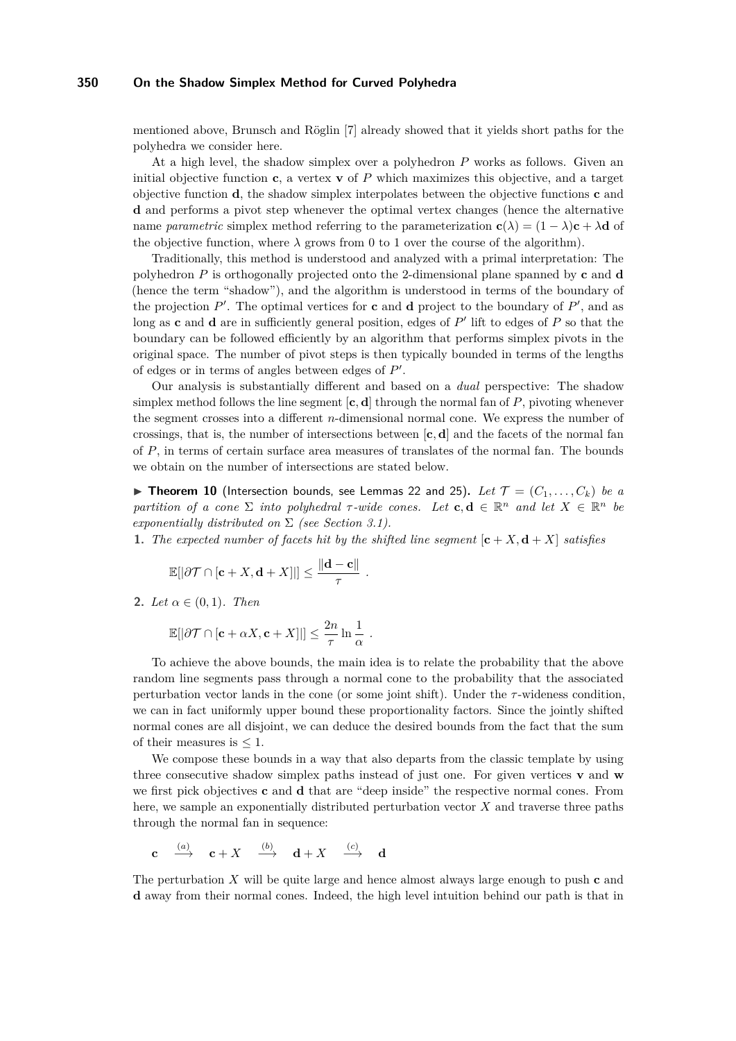mentioned above, Brunsch and Röglin [7] already showed that it yields short paths for the polyhedra we consider here.

At a high level, the shadow simplex over a polyhedron $P$ works as follows. Given an initial objective function $\mathbf{c}$, a vertex $\mathbf{v}$ of $P$ which maximizes this objective, and a target objective function $\mathbf{d}$, the shadow simplex interpolates between the objective functions $\mathbf{c}$ and $\mathbf{d}$ and performs a pivot step whenever the optimal vertex changes (hence the alternative name *parametric* simplex method referring to the parameterization $\mathbf{c}(\lambda) = (1-\lambda)\mathbf{c} + \lambda\mathbf{d}$ of the objective function, where $\lambda$ grows from 0 to 1 over the course of the algorithm).

Traditionally, this method is understood and analyzed with a primal interpretation: The polyhedron $P$ is orthogonally projected onto the 2-dimensional plane spanned by $\mathbf{c}$ and $\mathbf{d}$ (hence the term "shadow"), and the algorithm is understood in terms of the boundary of the projection $P'$. The optimal vertices for $\mathbf{c}$ and $\mathbf{d}$ project to the boundary of $P'$, and as long as $\mathbf{c}$ and $\mathbf{d}$ are in sufficiently general position, edges of $P'$ lift to edges of $P$ so that the boundary can be followed efficiently by an algorithm that performs simplex pivots in the original space. The number of pivot steps is then typically bounded in terms of the lengths of edges or in terms of angles between edges of $P'$.

Our analysis is substantially different and based on a *dual* perspective: The shadow simplex method follows the line segment $[\mathbf{c}, \mathbf{d}]$ through the normal fan of $P$, pivoting whenever the segment crosses into a different $n$-dimensional normal cone. We express the number of crossings, that is, the number of intersections between $[\mathbf{c}, \mathbf{d}]$ and the facets of the normal fan of $P$, in terms of certain surface area measures of translates of the normal fan. The bounds we obtain on the number of intersections are stated below.

▶ **Theorem 10** (Intersection bounds, see Lemmas 22 and 25). *Let $\mathcal{T} = (C_1, \ldots, C_k)$ be a partition of a cone $\Sigma$ into polyhedral $\tau$-wide cones. Let $\mathbf{c}, \mathbf{d} \in \mathbb{R}^n$ and let $X \in \mathbb{R}^n$ be exponentially distributed on $\Sigma$ (see Section 3.1).*

1. *The expected number of facets hit by the shifted line segment $[\mathbf{c} + X, \mathbf{d} + X]$ satisfies*

$$\mathbb{E}[|\partial\mathcal{T} \cap [\mathbf{c} + X, \mathbf{d} + X]|] \leq \frac{\|\mathbf{d} - \mathbf{c}\|}{\tau} \ .$$

2. *Let $\alpha \in (0, 1)$. Then*

$$\mathbb{E}[|\partial\mathcal{T} \cap [\mathbf{c} + \alpha X, \mathbf{c} + X]|] \leq \frac{2n}{\tau} \ln \frac{1}{\alpha} \ .$$

To achieve the above bounds, the main idea is to relate the probability that the above random line segments pass through a normal cone to the probability that the associated perturbation vector lands in the cone (or some joint shift). Under the $\tau$-wideness condition, we can in fact uniformly upper bound these proportionality factors. Since the jointly shifted normal cones are all disjoint, we can deduce the desired bounds from the fact that the sum of their measures is $\leq 1$.

We compose these bounds in a way that also departs from the classic template by using three consecutive shadow simplex paths instead of just one. For given vertices $\mathbf{v}$ and $\mathbf{w}$ we first pick objectives $\mathbf{c}$ and $\mathbf{d}$ that are "deep inside" the respective normal cones. From here, we sample an exponentially distributed perturbation vector $X$ and traverse three paths through the normal fan in sequence:

$$\mathbf{c} \quad \xrightarrow{(a)} \quad \mathbf{c} + X \quad \xrightarrow{(b)} \quad \mathbf{d} + X \quad \xrightarrow{(c)} \quad \mathbf{d}$$

The perturbation $X$ will be quite large and hence almost always large enough to push $\mathbf{c}$ and $\mathbf{d}$ away from their normal cones. Indeed, the high level intuition behind our path is that in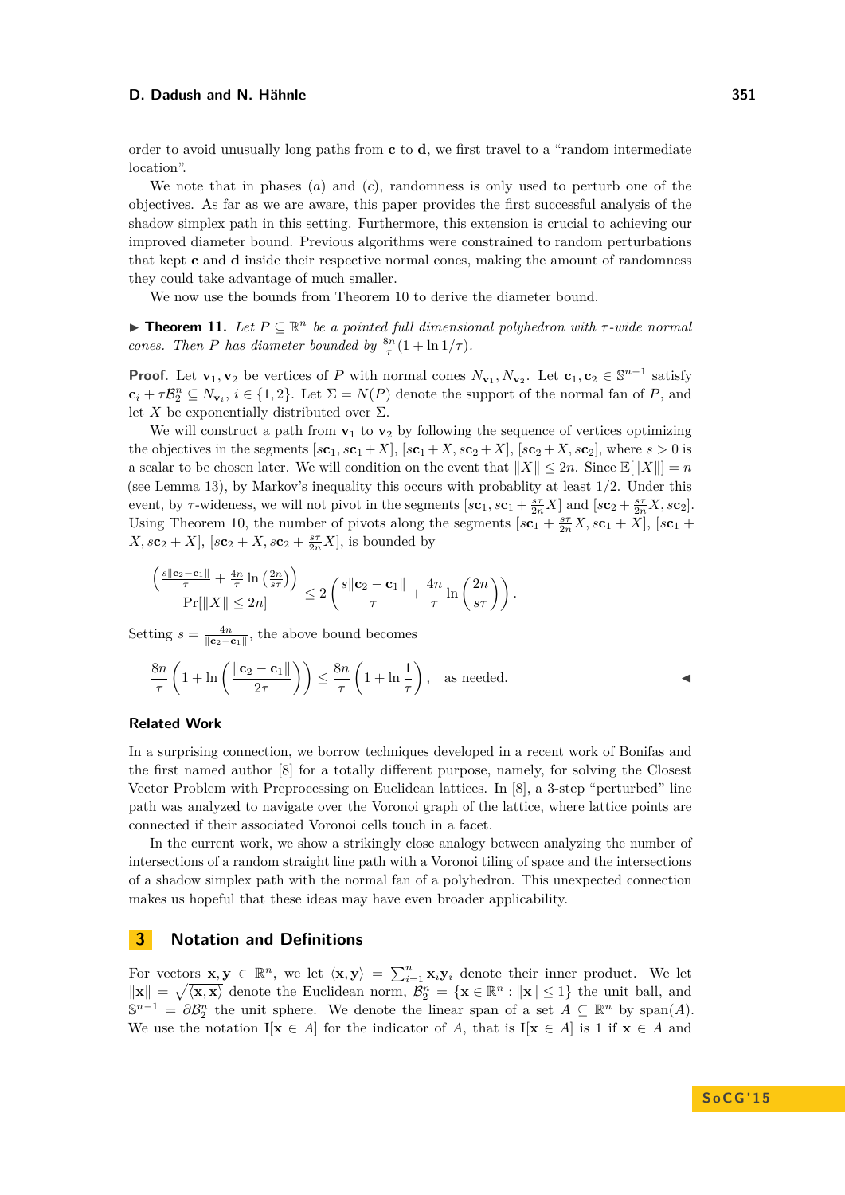order to avoid unusually long paths from $\mathbf{c}$ to $\mathbf{d}$, we first travel to a "random intermediate location".

We note that in phases $(a)$ and $(c)$, randomness is only used to perturb one of the objectives. As far as we are aware, this paper provides the first successful analysis of the shadow simplex path in this setting. Furthermore, this extension is crucial to achieving our improved diameter bound. Previous algorithms were constrained to random perturbations that kept $\mathbf{c}$ and $\mathbf{d}$ inside their respective normal cones, making the amount of randomness they could take advantage of much smaller.

We now use the bounds from Theorem 10 to derive the diameter bound.

▶ **Theorem 11.** *Let $P \subseteq \mathbb{R}^n$ be a pointed full dimensional polyhedron with $\tau$-wide normal cones. Then $P$ has diameter bounded by $\frac{8n}{\tau}(1 + \ln 1/\tau)$.*

**Proof.** Let $\mathbf{v}_1, \mathbf{v}_2$ be vertices of $P$ with normal cones $N_{\mathbf{v}_1}, N_{\mathbf{v}_2}$. Let $\mathbf{c}_1, \mathbf{c}_2 \in \mathbb{S}^{n-1}$ satisfy $\mathbf{c}_i + \tau\mathcal{B}_2^n \subseteq N_{\mathbf{v}_i}$, $i \in \{1, 2\}$. Let $\Sigma = N(P)$ denote the support of the normal fan of $P$, and let $X$ be exponentially distributed over $\Sigma$.

We will construct a path from $\mathbf{v}_1$ to $\mathbf{v}_2$ by following the sequence of vertices optimizing the objectives in the segments $[s\mathbf{c}_1, s\mathbf{c}_1 + X]$, $[s\mathbf{c}_1 + X, s\mathbf{c}_2 + X]$, $[s\mathbf{c}_2 + X, s\mathbf{c}_2]$, where $s > 0$ is a scalar to be chosen later. We will condition on the event that $\|X\| \le 2n$. Since $\mathbb{E}[\|X\|] = n$ (see Lemma 13), by Markov's inequality this occurs with probablity at least $1/2$. Under this event, by $\tau$-wideness, we will not pivot in the segments $[s\mathbf{c}_1, s\mathbf{c}_1 + \frac{s\tau}{2n}X]$ and $[s\mathbf{c}_2 + \frac{s\tau}{2n}X, s\mathbf{c}_2]$. Using Theorem 10, the number of pivots along the segments $[s\mathbf{c}_1 + \frac{s\tau}{2n}X, s\mathbf{c}_1 + X]$, $[s\mathbf{c}_1 + X, s\mathbf{c}_2 + X]$, $[s\mathbf{c}_2 + X, s\mathbf{c}_2 + \frac{s\tau}{2n}X]$, is bounded by

$$\frac{\left(\frac{s\|\mathbf{c}_2 - \mathbf{c}_1\|}{\tau} + \frac{4n}{\tau}\ln\left(\frac{2n}{s\tau}\right)\right)}{\Pr[\|X\| \le 2n]} \le 2\left(\frac{s\|\mathbf{c}_2 - \mathbf{c}_1\|}{\tau} + \frac{4n}{\tau}\ln\left(\frac{2n}{s\tau}\right)\right).$$

Setting $s = \frac{4n}{\|\mathbf{c}_2 - \mathbf{c}_1\|}$, the above bound becomes

$$\frac{8n}{\tau}\left(1 + \ln\left(\frac{\|\mathbf{c}_2 - \mathbf{c}_1\|}{2\tau}\right)\right) \le \frac{8n}{\tau}\left(1 + \ln\frac{1}{\tau}\right), \quad \text{as needed.}$$ ◀

### Related Work

In a surprising connection, we borrow techniques developed in a recent work of Bonifas and the first named author [8] for a totally different purpose, namely, for solving the Closest Vector Problem with Preprocessing on Euclidean lattices. In [8], a 3-step "perturbed" line path was analyzed to navigate over the Voronoi graph of the lattice, where lattice points are connected if their associated Voronoi cells touch in a facet.

In the current work, we show a strikingly close analogy between analyzing the number of intersections of a random straight line path with a Voronoi tiling of space and the intersections of a shadow simplex path with the normal fan of a polyhedron. This unexpected connection makes us hopeful that these ideas may have even broader applicability.

## 3 Notation and Definitions

For vectors $\mathbf{x}, \mathbf{y} \in \mathbb{R}^n$, we let $\langle \mathbf{x}, \mathbf{y} \rangle = \sum_{i=1}^n \mathbf{x}_i \mathbf{y}_i$ denote their inner product. We let $\|\mathbf{x}\| = \sqrt{\langle \mathbf{x}, \mathbf{x} \rangle}$ denote the Euclidean norm, $\mathcal{B}_2^n = \{\mathbf{x} \in \mathbb{R}^n : \|\mathbf{x}\| \le 1\}$ the unit ball, and $\mathbb{S}^{n-1} = \partial\mathcal{B}_2^n$ the unit sphere. We denote the linear span of a set $A \subseteq \mathbb{R}^n$ by $\mathrm{span}(A)$. We use the notation $\mathrm{I}[\mathbf{x} \in A]$ for the indicator of $A$, that is $\mathrm{I}[\mathbf{x} \in A]$ is 1 if $\mathbf{x} \in A$ and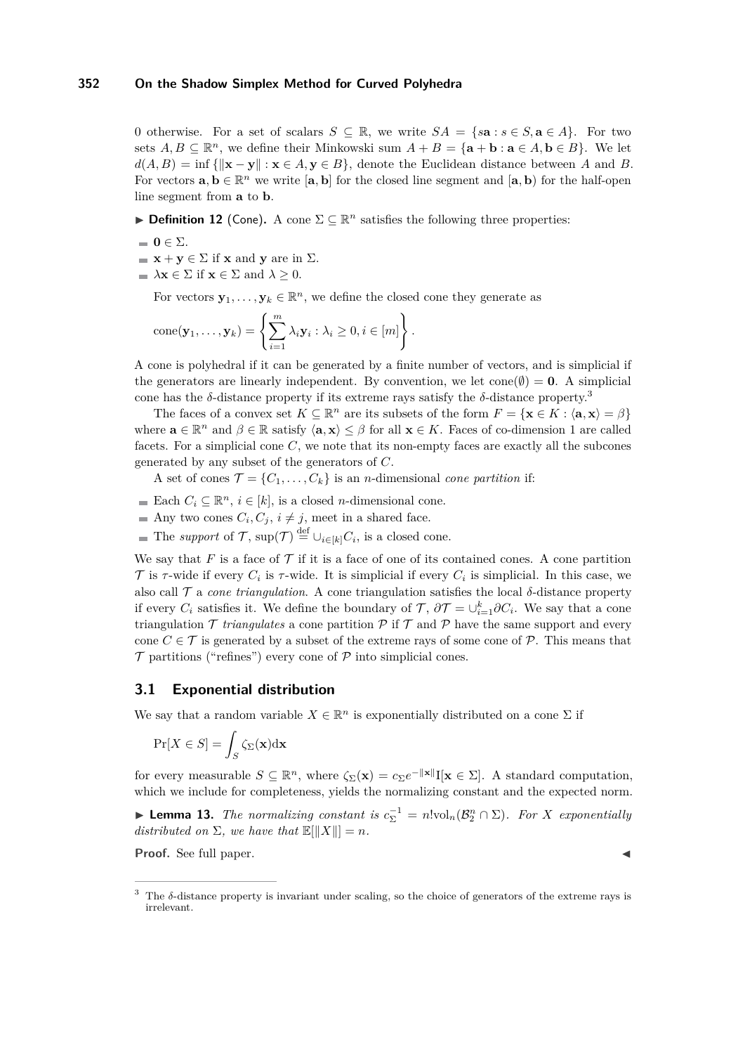0 otherwise. For a set of scalars $S \subseteq \mathbb{R}$, we write $SA = \{s\mathbf{a} : s \in S, \mathbf{a} \in A\}$. For two sets $A, B \subseteq \mathbb{R}^n$, we define their Minkowski sum $A + B = \{\mathbf{a} + \mathbf{b} : \mathbf{a} \in A, \mathbf{b} \in B\}$. We let $d(A, B) = \inf \{\|\mathbf{x} - \mathbf{y}\| : \mathbf{x} \in A, \mathbf{y} \in B\}$, denote the Euclidean distance between $A$ and $B$. For vectors $\mathbf{a}, \mathbf{b} \in \mathbb{R}^n$ we write $[\mathbf{a}, \mathbf{b}]$ for the closed line segment and $[\mathbf{a}, \mathbf{b})$ for the half-open line segment from $\mathbf{a}$ to $\mathbf{b}$.

▶ **Definition 12** (Cone)**.** A cone $\Sigma \subseteq \mathbb{R}^n$ satisfies the following three properties:

- $\mathbf{0} \in \Sigma$.
- $\mathbf{x} + \mathbf{y} \in \Sigma$ if $\mathbf{x}$ and $\mathbf{y}$ are in $\Sigma$.
- $\lambda \mathbf{x} \in \Sigma$ if $\mathbf{x} \in \Sigma$ and $\lambda \geq 0$.

For vectors $\mathbf{y}_1, \ldots, \mathbf{y}_k \in \mathbb{R}^n$, we define the closed cone they generate as

$$\operatorname{cone}(\mathbf{y}_1, \ldots, \mathbf{y}_k) = \left\{ \sum_{i=1}^{m} \lambda_i \mathbf{y}_i : \lambda_i \geq 0, i \in [m] \right\}.$$

A cone is polyhedral if it can be generated by a finite number of vectors, and is simplicial if the generators are linearly independent. By convention, we let $\operatorname{cone}(\emptyset) = \mathbf{0}$. A simplicial cone has the $\delta$-distance property if its extreme rays satisfy the $\delta$-distance property.[3]

The faces of a convex set $K \subseteq \mathbb{R}^n$ are its subsets of the form $F = \{\mathbf{x} \in K : \langle \mathbf{a}, \mathbf{x} \rangle = \beta\}$ where $\mathbf{a} \in \mathbb{R}^n$ and $\beta \in \mathbb{R}$ satisfy $\langle \mathbf{a}, \mathbf{x} \rangle \leq \beta$ for all $\mathbf{x} \in K$. Faces of co-dimension 1 are called facets. For a simplicial cone $C$, we note that its non-empty faces are exactly all the subcones generated by any subset of the generators of $C$.

A set of cones $\mathcal{T} = \{C_1, \ldots, C_k\}$ is an $n$-dimensional *cone partition* if:

- Each $C_i \subseteq \mathbb{R}^n$, $i \in [k]$, is a closed $n$-dimensional cone.
- Any two cones $C_i, C_j$, $i \neq j$, meet in a shared face.
- The *support* of $\mathcal{T}$, $\sup(\mathcal{T}) \stackrel{\text{def}}{=} \cup_{i \in [k]} C_i$, is a closed cone.

We say that $F$ is a face of $\mathcal{T}$ if it is a face of one of its contained cones. A cone partition $\mathcal{T}$ is $\tau$-wide if every $C_i$ is $\tau$-wide. It is simplicial if every $C_i$ is simplicial. In this case, we also call $\mathcal{T}$ a *cone triangulation*. A cone triangulation satisfies the local $\delta$-distance property if every $C_i$ satisfies it. We define the boundary of $\mathcal{T}$, $\partial \mathcal{T} = \cup_{i=1}^{k} \partial C_i$. We say that a cone triangulation $\mathcal{T}$ *triangulates* a cone partition $\mathcal{P}$ if $\mathcal{T}$ and $\mathcal{P}$ have the same support and every cone $C \in \mathcal{T}$ is generated by a subset of the extreme rays of some cone of $\mathcal{P}$. This means that $\mathcal{T}$ partitions ("refines") every cone of $\mathcal{P}$ into simplicial cones.

## 3.1 Exponential distribution

We say that a random variable $X \in \mathbb{R}^n$ is exponentially distributed on a cone $\Sigma$ if

$$\Pr[X \in S] = \int_S \zeta_\Sigma(\mathbf{x}) \mathrm{d}\mathbf{x}$$

for every measurable $S \subseteq \mathbb{R}^n$, where $\zeta_\Sigma(\mathbf{x}) = c_\Sigma e^{-\|\mathbf{x}\|} \mathrm{I}[\mathbf{x} \in \Sigma]$. A standard computation, which we include for completeness, yields the normalizing constant and the expected norm.

▶ **Lemma 13.** *The normalizing constant is $c_\Sigma^{-1} = n! \mathrm{vol}_n(\mathcal{B}_2^n \cap \Sigma)$. For $X$ exponentially distributed on $\Sigma$, we have that $\mathbb{E}[\|X\|] = n$.*

**Proof.** See full paper. ◀

[3] The $\delta$-distance property is invariant under scaling, so the choice of generators of the extreme rays is irrelevant.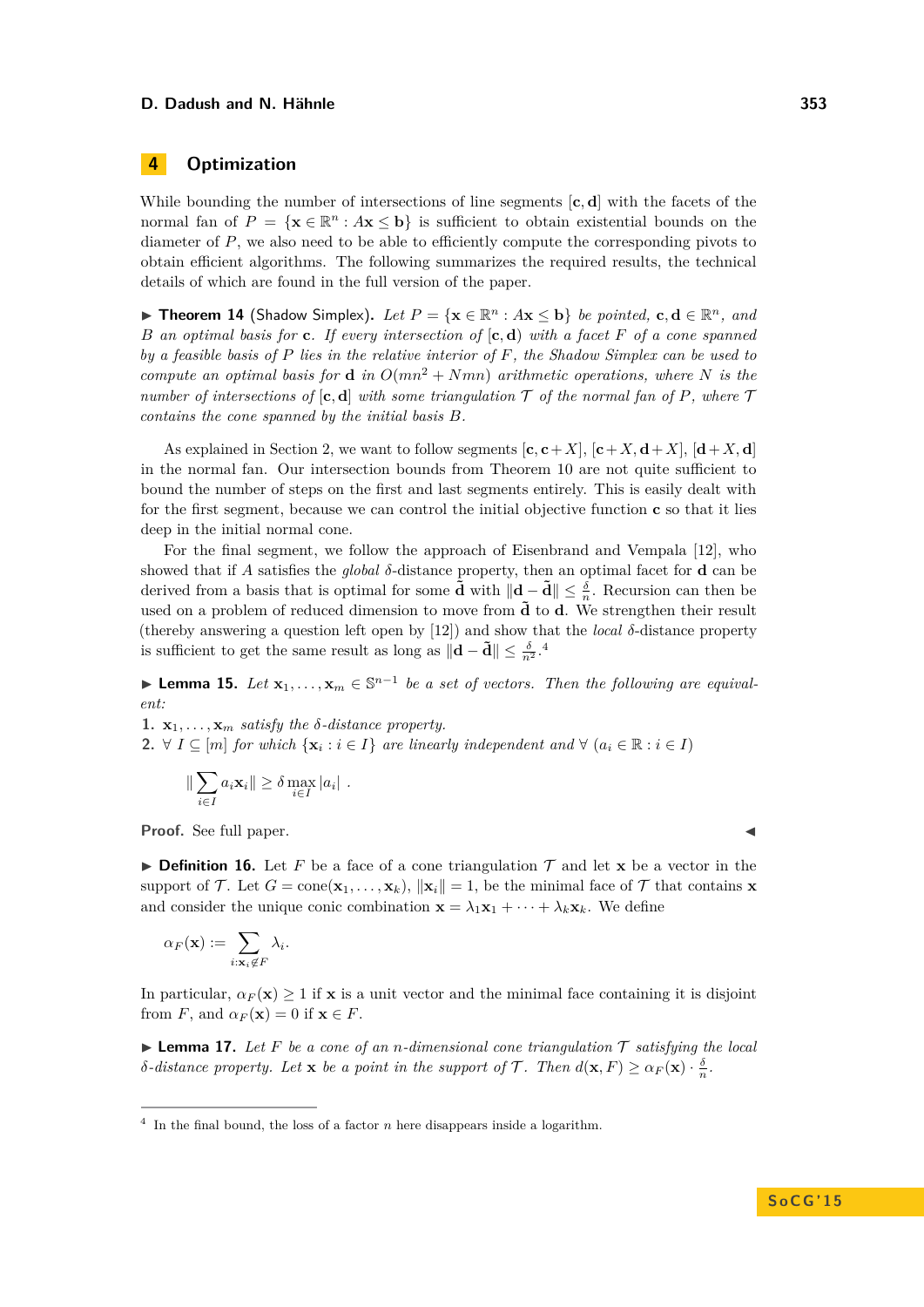## 4 Optimization

While bounding the number of intersections of line segments $[\mathbf{c}, \mathbf{d}]$ with the facets of the normal fan of $P = \{\mathbf{x} \in \mathbb{R}^n : A\mathbf{x} \leq \mathbf{b}\}$ is sufficient to obtain existential bounds on the diameter of $P$, we also need to be able to efficiently compute the corresponding pivots to obtain efficient algorithms. The following summarizes the required results, the technical details of which are found in the full version of the paper.

▶ **Theorem 14** (Shadow Simplex). *Let $P = \{\mathbf{x} \in \mathbb{R}^n : A\mathbf{x} \leq \mathbf{b}\}$ be pointed, $\mathbf{c}, \mathbf{d} \in \mathbb{R}^n$, and $B$ an optimal basis for $\mathbf{c}$. If every intersection of $[\mathbf{c}, \mathbf{d})$ with a facet $F$ of a cone spanned by a feasible basis of $P$ lies in the relative interior of $F$, the Shadow Simplex can be used to compute an optimal basis for $\mathbf{d}$ in $O(mn^2 + Nmn)$ arithmetic operations, where $N$ is the number of intersections of $[\mathbf{c}, \mathbf{d}]$ with some triangulation $\mathcal{T}$ of the normal fan of $P$, where $\mathcal{T}$ contains the cone spanned by the initial basis $B$.*

As explained in Section 2, we want to follow segments $[\mathbf{c}, \mathbf{c}+X]$, $[\mathbf{c}+X, \mathbf{d}+X]$, $[\mathbf{d}+X, \mathbf{d}]$ in the normal fan. Our intersection bounds from Theorem 10 are not quite sufficient to bound the number of steps on the first and last segments entirely. This is easily dealt with for the first segment, because we can control the initial objective function $\mathbf{c}$ so that it lies deep in the initial normal cone.

For the final segment, we follow the approach of Eisenbrand and Vempala [12], who showed that if $A$ satisfies the *global* $\delta$-distance property, then an optimal facet for $\mathbf{d}$ can be derived from a basis that is optimal for some $\tilde{\mathbf{d}}$ with $\|\mathbf{d} - \tilde{\mathbf{d}}\| \leq \frac{\delta}{n}$. Recursion can then be used on a problem of reduced dimension to move from $\tilde{\mathbf{d}}$ to $\mathbf{d}$. We strengthen their result (thereby answering a question left open by [12]) and show that the *local* $\delta$-distance property is sufficient to get the same result as long as $\|\mathbf{d} - \tilde{\mathbf{d}}\| \leq \frac{\delta}{n^2}$.[4]

▶ **Lemma 15.** *Let $\mathbf{x}_1, \ldots, \mathbf{x}_m \in \mathbb{S}^{n-1}$ be a set of vectors. Then the following are equivalent:*

1. *$\mathbf{x}_1, \ldots, \mathbf{x}_m$ satisfy the $\delta$-distance property.*
2. *$\forall\ I \subseteq [m]$ for which $\{\mathbf{x}_i : i \in I\}$ are linearly independent and $\forall\ (a_i \in \mathbb{R} : i \in I)$*

$$\|\sum_{i \in I} a_i \mathbf{x}_i\| \geq \delta \max_{i \in I} |a_i| \ .$$

**Proof.** See full paper. ◀

▶ **Definition 16.** Let $F$ be a face of a cone triangulation $\mathcal{T}$ and let $\mathbf{x}$ be a vector in the support of $\mathcal{T}$. Let $G = \text{cone}(\mathbf{x}_1, \ldots, \mathbf{x}_k)$, $\|\mathbf{x}_i\| = 1$, be the minimal face of $\mathcal{T}$ that contains $\mathbf{x}$ and consider the unique conic combination $\mathbf{x} = \lambda_1 \mathbf{x}_1 + \cdots + \lambda_k \mathbf{x}_k$. We define

$$\alpha_F(\mathbf{x}) := \sum_{i : \mathbf{x}_i \notin F} \lambda_i.$$

In particular, $\alpha_F(\mathbf{x}) \geq 1$ if $\mathbf{x}$ is a unit vector and the minimal face containing it is disjoint from $F$, and $\alpha_F(\mathbf{x}) = 0$ if $\mathbf{x} \in F$.

▶ **Lemma 17.** *Let $F$ be a cone of an $n$-dimensional cone triangulation $\mathcal{T}$ satisfying the local $\delta$-distance property. Let $\mathbf{x}$ be a point in the support of $\mathcal{T}$. Then $d(\mathbf{x}, F) \geq \alpha_F(\mathbf{x}) \cdot \frac{\delta}{n}$.*

[4] In the final bound, the loss of a factor $n$ here disappears inside a logarithm.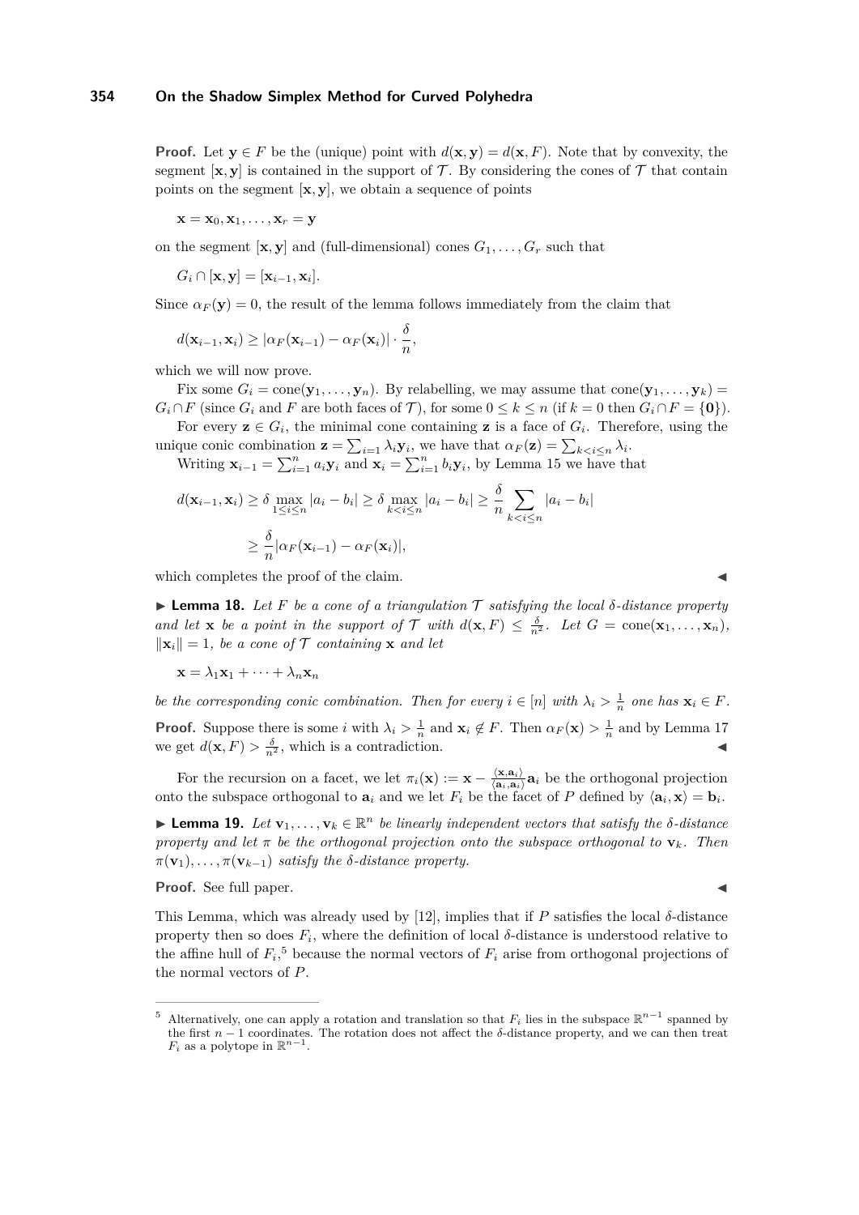**Proof.** Let $\mathbf{y} \in F$ be the (unique) point with $d(\mathbf{x}, \mathbf{y}) = d(\mathbf{x}, F)$. Note that by convexity, the segment $[\mathbf{x}, \mathbf{y}]$ is contained in the support of $\mathcal{T}$. By considering the cones of $\mathcal{T}$ that contain points on the segment $[\mathbf{x}, \mathbf{y}]$, we obtain a sequence of points

$$\mathbf{x} = \mathbf{x}_0, \mathbf{x}_1, \dots, \mathbf{x}_r = \mathbf{y}$$

on the segment $[\mathbf{x}, \mathbf{y}]$ and (full-dimensional) cones $G_1, \dots, G_r$ such that

$$G_i \cap [\mathbf{x}, \mathbf{y}] = [\mathbf{x}_{i-1}, \mathbf{x}_i].$$

Since $\alpha_F(\mathbf{y}) = 0$, the result of the lemma follows immediately from the claim that

$$d(\mathbf{x}_{i-1}, \mathbf{x}_i) \geq |\alpha_F(\mathbf{x}_{i-1}) - \alpha_F(\mathbf{x}_i)| \cdot \frac{\delta}{n},$$

which we will now prove.

Fix some $G_i = \operatorname{cone}(\mathbf{y}_1, \dots, \mathbf{y}_n)$. By relabelling, we may assume that $\operatorname{cone}(\mathbf{y}_1, \dots, \mathbf{y}_k) = G_i \cap F$ (since $G_i$ and $F$ are both faces of $\mathcal{T}$), for some $0 \leq k \leq n$ (if $k = 0$ then $G_i \cap F = \{\mathbf{0}\}$).

For every $\mathbf{z} \in G_i$, the minimal cone containing $\mathbf{z}$ is a face of $G_i$. Therefore, using the unique conic combination $\mathbf{z} = \sum_{i=1} \lambda_i \mathbf{y}_i$, we have that $\alpha_F(\mathbf{z}) = \sum_{k<i\leq n} \lambda_i$.

Writing $\mathbf{x}_{i-1} = \sum_{i=1}^n a_i \mathbf{y}_i$ and $\mathbf{x}_i = \sum_{i=1}^n b_i \mathbf{y}_i$, by Lemma 15 we have that

$$\begin{aligned} d(\mathbf{x}_{i-1}, \mathbf{x}_i) &\geq \delta \max_{1\leq i\leq n} |a_i - b_i| \geq \delta \max_{k<i\leq n} |a_i - b_i| \geq \frac{\delta}{n} \sum_{k<i\leq n} |a_i - b_i| \\ &\geq \frac{\delta}{n} |\alpha_F(\mathbf{x}_{i-1}) - \alpha_F(\mathbf{x}_i)|, \end{aligned}$$

which completes the proof of the claim. ◀

▶ **Lemma 18.** *Let $F$ be a cone of a triangulation $\mathcal{T}$ satisfying the local $\delta$-distance property and let $\mathbf{x}$ be a point in the support of $\mathcal{T}$ with $d(\mathbf{x}, F) \leq \frac{\delta}{n^2}$. Let $G = \operatorname{cone}(\mathbf{x}_1, \dots, \mathbf{x}_n)$, $\|\mathbf{x}_i\| = 1$, be a cone of $\mathcal{T}$ containing $\mathbf{x}$ and let*

$$\mathbf{x} = \lambda_1 \mathbf{x}_1 + \cdots + \lambda_n \mathbf{x}_n$$

*be the corresponding conic combination. Then for every $i \in [n]$ with $\lambda_i > \frac{1}{n}$ one has $\mathbf{x}_i \in F$.*

**Proof.** Suppose there is some $i$ with $\lambda_i > \frac{1}{n}$ and $\mathbf{x}_i \notin F$. Then $\alpha_F(\mathbf{x}) > \frac{1}{n}$ and by Lemma 17 we get $d(\mathbf{x}, F) > \frac{\delta}{n^2}$, which is a contradiction. ◀

For the recursion on a facet, we let $\pi_i(\mathbf{x}) := \mathbf{x} - \frac{\langle \mathbf{x}, \mathbf{a}_i \rangle}{\langle \mathbf{a}_i, \mathbf{a}_i \rangle} \mathbf{a}_i$ be the orthogonal projection onto the subspace orthogonal to $\mathbf{a}_i$ and we let $F_i$ be the facet of $P$ defined by $\langle \mathbf{a}_i, \mathbf{x} \rangle = \mathbf{b}_i$.

▶ **Lemma 19.** *Let $\mathbf{v}_1, \dots, \mathbf{v}_k \in \mathbb{R}^n$ be linearly independent vectors that satisfy the $\delta$-distance property and let $\pi$ be the orthogonal projection onto the subspace orthogonal to $\mathbf{v}_k$. Then $\pi(\mathbf{v}_1), \dots, \pi(\mathbf{v}_{k-1})$ satisfy the $\delta$-distance property.*

**Proof.** See full paper. ◀

This Lemma, which was already used by [12], implies that if $P$ satisfies the local $\delta$-distance property then so does $F_i$, where the definition of local $\delta$-distance is understood relative to the affine hull of $F_i$,[5] because the normal vectors of $F_i$ arise from orthogonal projections of the normal vectors of $P$.

---

[5] Alternatively, one can apply a rotation and translation so that $F_i$ lies in the subspace $\mathbb{R}^{n-1}$ spanned by the first $n - 1$ coordinates. The rotation does not affect the $\delta$-distance property, and we can then treat $F_i$ as a polytope in $\mathbb{R}^{n-1}$.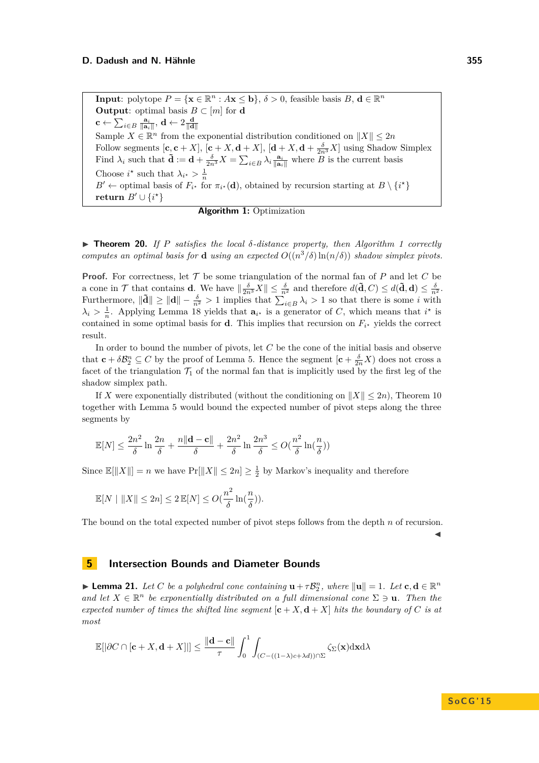```
Input: polytope P = {x ∈ ℝ^n : Ax ≤ b}, δ > 0, feasible basis B, d ∈ ℝ^n
Output: optimal basis B ⊂ [m] for d
c ← Σ_{i∈B} a_i/‖a_i‖, d ← 2 d/‖d‖
Sample X ∈ ℝ^n from the exponential distribution conditioned on ‖X‖ ≤ 2n
Follow segments [c, c + X], [c + X, d + X], [d + X, d + δ/(2n^3) X] using Shadow Simplex
Find λ_i such that d̃ := d + δ/(2n^3) X = Σ_{i∈B} λ_i a_i/‖a_i‖ where B is the current basis
Choose i* such that λ_{i*} > 1/n
B' ← optimal basis of F_{i*} for π_{i*}(d), obtained by recursion starting at B \ {i*}
return B' ∪ {i*}
```

**Algorithm 1:** Optimization

▶ **Theorem 20.** *If $P$ satisfies the local $\delta$-distance property, then Algorithm 1 correctly computes an optimal basis for $\mathbf{d}$ using an expected $O((n^3/\delta)\ln(n/\delta))$ shadow simplex pivots.*

**Proof.** For correctness, let $\mathcal{T}$ be some triangulation of the normal fan of $P$ and let $C$ be a cone in $\mathcal{T}$ that contains $\mathbf{d}$. We have $\|\frac{\delta}{2n^3}X\| \leq \frac{\delta}{n^2}$ and therefore $d(\tilde{\mathbf{d}}, C) \leq d(\tilde{\mathbf{d}}, \mathbf{d}) \leq \frac{\delta}{n^2}$. Furthermore, $\|\tilde{\mathbf{d}}\| \geq \|\mathbf{d}\| - \frac{\delta}{n^2} > 1$ implies that $\sum_{i \in B} \lambda_i > 1$ so that there is some $i$ with $\lambda_i > \frac{1}{n}$. Applying Lemma 18 yields that $\mathbf{a}_{i^\star}$ is a generator of $C$, which means that $i^\star$ is contained in some optimal basis for $\mathbf{d}$. This implies that recursion on $F_{i^\star}$ yields the correct result.

In order to bound the number of pivots, let $C$ be the cone of the initial basis and observe that $\mathbf{c} + \delta\mathcal{B}_2^n \subseteq C$ by the proof of Lemma 5. Hence the segment $[\mathbf{c} + \frac{\delta}{2n}X)$ does not cross a facet of the triangulation $\mathcal{T}_1$ of the normal fan that is implicitly used by the first leg of the shadow simplex path.

If $X$ were exponentially distributed (without the conditioning on $\|X\| \leq 2n$), Theorem 10 together with Lemma 5 would bound the expected number of pivot steps along the three segments by

$$\mathbb{E}[N] \leq \frac{2n^2}{\delta}\ln\frac{2n}{\delta} + \frac{n\|\mathbf{d}-\mathbf{c}\|}{\delta} + \frac{2n^2}{\delta}\ln\frac{2n^3}{\delta} \leq O(\frac{n^2}{\delta}\ln(\frac{n}{\delta}))$$

Since $\mathbb{E}[\|X\|] = n$ we have $\Pr[\|X\| \leq 2n] \geq \frac{1}{2}$ by Markov's inequality and therefore

$$\mathbb{E}[N \mid \|X\| \leq 2n] \leq 2\,\mathbb{E}[N] \leq O(\frac{n^2}{\delta}\ln(\frac{n}{\delta})).$$

The bound on the total expected number of pivot steps follows from the depth $n$ of recursion. ◀

## 5 Intersection Bounds and Diameter Bounds

▶ **Lemma 21.** *Let $C$ be a polyhedral cone containing $\mathbf{u} + \tau\mathcal{B}_2^n$, where $\|\mathbf{u}\| = 1$. Let $\mathbf{c}, \mathbf{d} \in \mathbb{R}^n$ and let $X \in \mathbb{R}^n$ be exponentially distributed on a full dimensional cone $\Sigma \ni \mathbf{u}$. Then the expected number of times the shifted line segment $[\mathbf{c} + X, \mathbf{d} + X]$ hits the boundary of $C$ is at most*

$$\mathbb{E}[|\partial C \cap [\mathbf{c} + X, \mathbf{d} + X]|] \leq \frac{\|\mathbf{d} - \mathbf{c}\|}{\tau}\int_0^1 \int_{(C-((1-\lambda)c+\lambda d))\cap\Sigma} \zeta_\Sigma(\mathbf{x})\mathrm{d}\mathbf{x}\mathrm{d}\lambda$$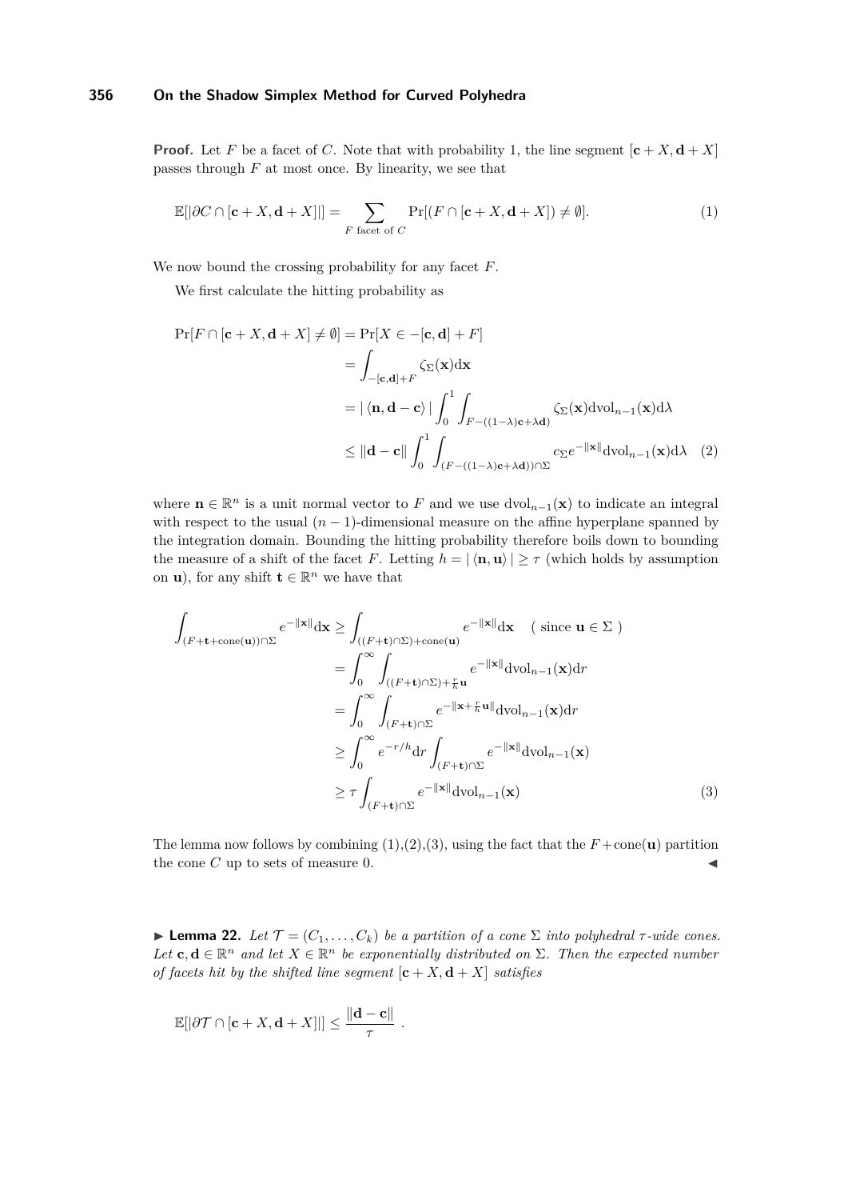**Proof.** Let $F$ be a facet of $C$. Note that with probability 1, the line segment $[\mathbf{c}+X, \mathbf{d}+X]$ passes through $F$ at most once. By linearity, we see that

$$\mathbb{E}[|\partial C \cap [\mathbf{c}+X, \mathbf{d}+X]|] = \sum_{F \text{ facet of } C} \Pr[(F \cap [\mathbf{c}+X, \mathbf{d}+X]) \neq \emptyset]. \tag{1}$$

We now bound the crossing probability for any facet $F$.

We first calculate the hitting probability as

$$\begin{aligned}
\Pr[F \cap [\mathbf{c}+X, \mathbf{d}+X] \neq \emptyset] &= \Pr[X \in -[\mathbf{c}, \mathbf{d}] + F] \\
&= \int_{-[\mathbf{c},\mathbf{d}]+F} \zeta_\Sigma(\mathbf{x}) \mathrm{d}\mathbf{x} \\
&= |\langle \mathbf{n}, \mathbf{d} - \mathbf{c} \rangle| \int_0^1 \int_{F-((1-\lambda)\mathbf{c}+\lambda\mathbf{d})} \zeta_\Sigma(\mathbf{x}) \mathrm{dvol}_{n-1}(\mathbf{x}) \mathrm{d}\lambda \\
&\leq \|\mathbf{d} - \mathbf{c}\| \int_0^1 \int_{(F-((1-\lambda)\mathbf{c}+\lambda\mathbf{d}))\cap\Sigma} c_\Sigma e^{-\|\mathbf{x}\|} \mathrm{dvol}_{n-1}(\mathbf{x}) \mathrm{d}\lambda \quad (2)
\end{aligned}$$

where $\mathbf{n} \in \mathbb{R}^n$ is a unit normal vector to $F$ and we use $\mathrm{dvol}_{n-1}(\mathbf{x})$ to indicate an integral with respect to the usual $(n-1)$-dimensional measure on the affine hyperplane spanned by the integration domain. Bounding the hitting probability therefore boils down to bounding the measure of a shift of the facet $F$. Letting $h = |\langle \mathbf{n}, \mathbf{u} \rangle| \geq \tau$ (which holds by assumption on $\mathbf{u}$), for any shift $\mathbf{t} \in \mathbb{R}^n$ we have that

$$\begin{aligned}
\int_{(F+\mathbf{t}+\mathrm{cone}(\mathbf{u}))\cap\Sigma} e^{-\|\mathbf{x}\|} \mathrm{d}\mathbf{x} &\geq \int_{((F+\mathbf{t})\cap\Sigma)+\mathrm{cone}(\mathbf{u})} e^{-\|\mathbf{x}\|} \mathrm{d}\mathbf{x} \quad (\text{ since } \mathbf{u} \in \Sigma\ ) \\
&= \int_0^\infty \int_{((F+\mathbf{t})\cap\Sigma)+\frac{r}{h}\mathbf{u}} e^{-\|\mathbf{x}\|} \mathrm{dvol}_{n-1}(\mathbf{x}) \mathrm{d}r \\
&= \int_0^\infty \int_{(F+\mathbf{t})\cap\Sigma} e^{-\|\mathbf{x}+\frac{r}{h}\mathbf{u}\|} \mathrm{dvol}_{n-1}(\mathbf{x}) \mathrm{d}r \\
&\geq \int_0^\infty e^{-r/h} \mathrm{d}r \int_{(F+\mathbf{t})\cap\Sigma} e^{-\|\mathbf{x}\|} \mathrm{dvol}_{n-1}(\mathbf{x}) \\
&\geq \tau \int_{(F+\mathbf{t})\cap\Sigma} e^{-\|\mathbf{x}\|} \mathrm{dvol}_{n-1}(\mathbf{x}) \quad (3)
\end{aligned}$$

The lemma now follows by combining (1),(2),(3), using the fact that the $F+\mathrm{cone}(\mathbf{u})$ partition the cone $C$ up to sets of measure 0. ◀

▶ **Lemma 22.** *Let $\mathcal{T} = (C_1, \ldots, C_k)$ be a partition of a cone $\Sigma$ into polyhedral $\tau$-wide cones. Let $\mathbf{c}, \mathbf{d} \in \mathbb{R}^n$ and let $X \in \mathbb{R}^n$ be exponentially distributed on $\Sigma$. Then the expected number of facets hit by the shifted line segment $[\mathbf{c}+X, \mathbf{d}+X]$ satisfies*

$$\mathbb{E}[|\partial\mathcal{T} \cap [\mathbf{c}+X, \mathbf{d}+X]|] \leq \frac{\|\mathbf{d}-\mathbf{c}\|}{\tau} \ .$$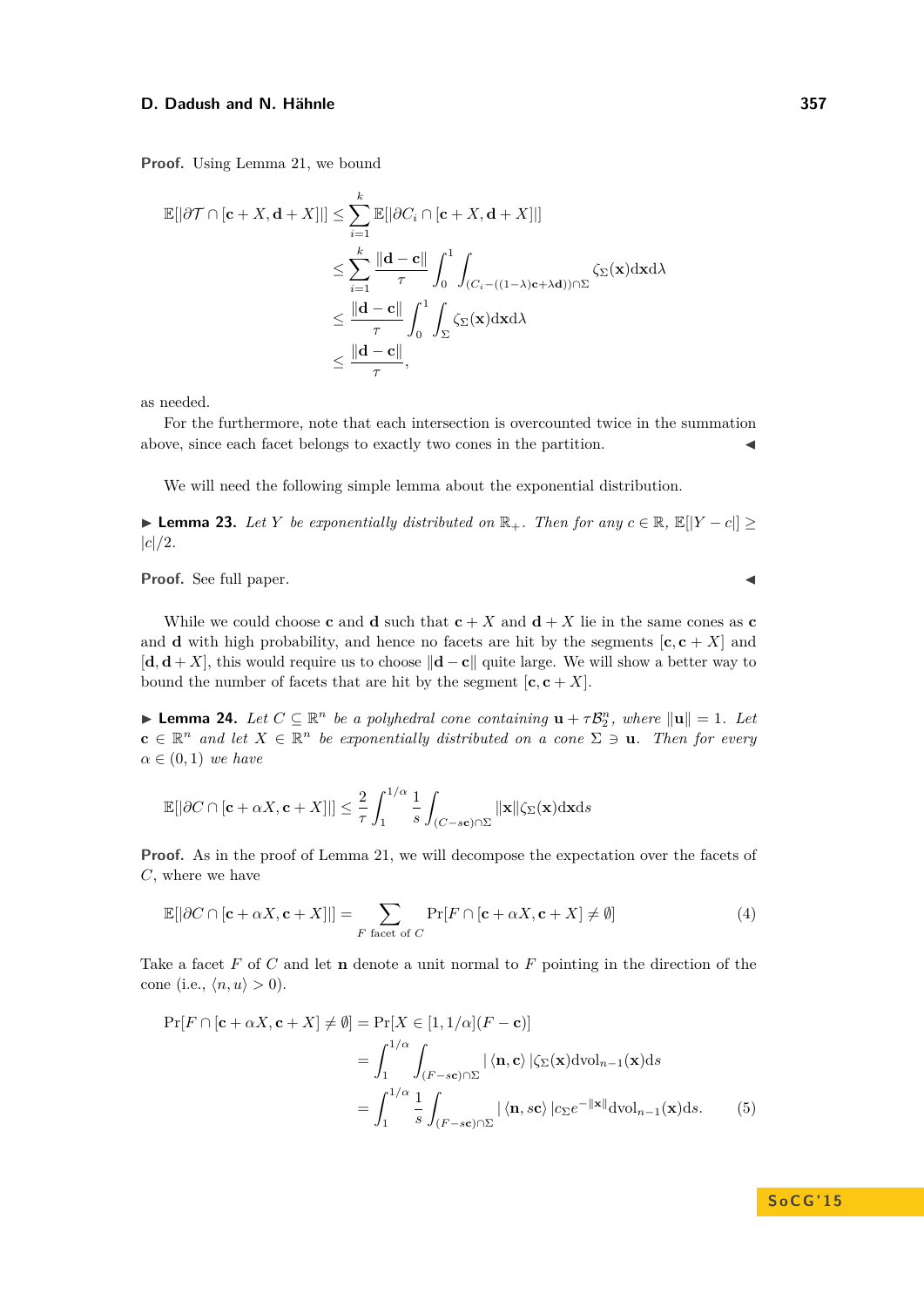**Proof.** Using Lemma 21, we bound

$$
\begin{aligned}
\mathbb{E}[|\partial \mathcal{T} \cap [\mathbf{c}+X, \mathbf{d}+X]|] &\le \sum_{i=1}^{k} \mathbb{E}[|\partial C_i \cap [\mathbf{c}+X, \mathbf{d}+X]|] \\
&\le \sum_{i=1}^{k} \frac{\|\mathbf{d}-\mathbf{c}\|}{\tau} \int_0^1 \int_{(C_i - ((1-\lambda)\mathbf{c}+\lambda\mathbf{d}))\cap\Sigma} \zeta_\Sigma(\mathbf{x}) \mathrm{d}\mathbf{x} \mathrm{d}\lambda \\
&\le \frac{\|\mathbf{d}-\mathbf{c}\|}{\tau} \int_0^1 \int_\Sigma \zeta_\Sigma(\mathbf{x}) \mathrm{d}\mathbf{x} \mathrm{d}\lambda \\
&\le \frac{\|\mathbf{d}-\mathbf{c}\|}{\tau},
\end{aligned}
$$

as needed.

For the furthermore, note that each intersection is overcounted twice in the summation above, since each facet belongs to exactly two cones in the partition. ◀

We will need the following simple lemma about the exponential distribution.

▶ **Lemma 23.** *Let $Y$ be exponentially distributed on $\mathbb{R}_+$. Then for any $c \in \mathbb{R}$, $\mathbb{E}[|Y-c|] \ge |c|/2$.*

**Proof.** See full paper. ◀

While we could choose $\mathbf{c}$ and $\mathbf{d}$ such that $\mathbf{c}+X$ and $\mathbf{d}+X$ lie in the same cones as $\mathbf{c}$ and $\mathbf{d}$ with high probability, and hence no facets are hit by the segments $[\mathbf{c}, \mathbf{c}+X]$ and $[\mathbf{d}, \mathbf{d}+X]$, this would require us to choose $\|\mathbf{d}-\mathbf{c}\|$ quite large. We will show a better way to bound the number of facets that are hit by the segment $[\mathbf{c}, \mathbf{c}+X]$.

▶ **Lemma 24.** *Let $C \subseteq \mathbb{R}^n$ be a polyhedral cone containing $\mathbf{u}+\tau\mathcal{B}_2^n$, where $\|\mathbf{u}\|=1$. Let $\mathbf{c} \in \mathbb{R}^n$ and let $X \in \mathbb{R}^n$ be exponentially distributed on a cone $\Sigma \ni \mathbf{u}$. Then for every $\alpha \in (0,1)$ we have*

$$
\mathbb{E}[|\partial C \cap [\mathbf{c}+\alpha X, \mathbf{c}+X]|] \le \frac{2}{\tau} \int_1^{1/\alpha} \frac{1}{s} \int_{(C-s\mathbf{c})\cap\Sigma} \|\mathbf{x}\| \zeta_\Sigma(\mathbf{x}) \mathrm{d}\mathbf{x} \mathrm{d}s
$$

**Proof.** As in the proof of Lemma 21, we will decompose the expectation over the facets of $C$, where we have

$$
\mathbb{E}[|\partial C \cap [\mathbf{c}+\alpha X, \mathbf{c}+X]|] = \sum_{F \text{ facet of } C} \Pr[F \cap [\mathbf{c}+\alpha X, \mathbf{c}+X] \neq \emptyset] \tag{4}
$$

Take a facet $F$ of $C$ and let $\mathbf{n}$ denote a unit normal to $F$ pointing in the direction of the cone (i.e., $\langle n, u\rangle > 0$).

$$
\begin{aligned}
\Pr[F \cap [\mathbf{c}+\alpha X, \mathbf{c}+X] \neq \emptyset] &= \Pr[X \in [1, 1/\alpha](F-\mathbf{c})] \\
&= \int_1^{1/\alpha} \int_{(F-s\mathbf{c})\cap\Sigma} |\langle \mathbf{n}, \mathbf{c}\rangle| \zeta_\Sigma(\mathbf{x}) \mathrm{dvol}_{n-1}(\mathbf{x}) \mathrm{d}s \\
&= \int_1^{1/\alpha} \frac{1}{s} \int_{(F-s\mathbf{c})\cap\Sigma} |\langle \mathbf{n}, s\mathbf{c}\rangle| c_\Sigma e^{-\|\mathbf{x}\|} \mathrm{dvol}_{n-1}(\mathbf{x}) \mathrm{d}s.
\end{aligned} \tag{5}
$$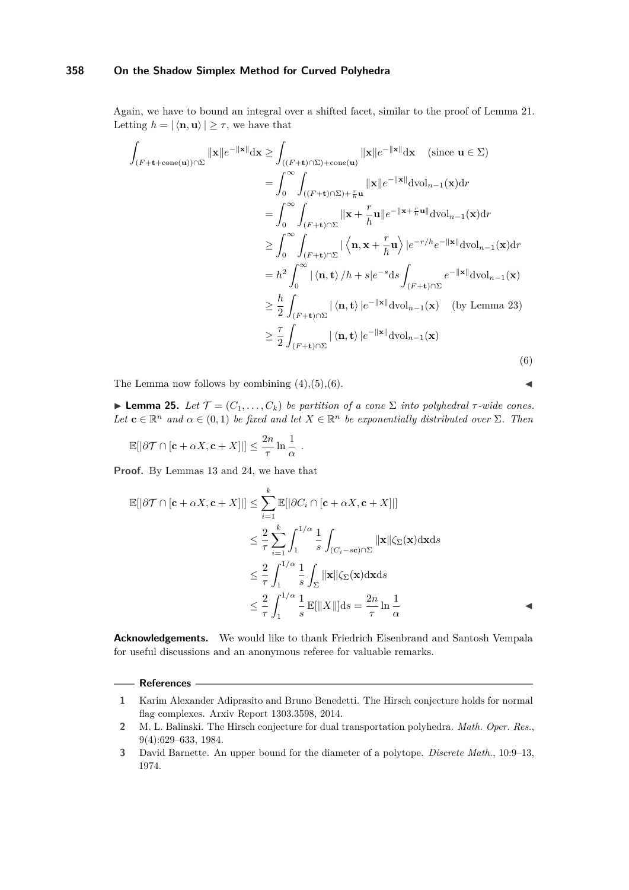Again, we have to bound an integral over a shifted facet, similar to the proof of Lemma 21. Letting $h = |\langle \mathbf{n}, \mathbf{u}\rangle| \geq \tau$, we have that

$$
\begin{aligned}
\int_{(F+\mathbf{t}+\mathrm{cone}(\mathbf{u}))\cap\Sigma} \|\mathbf{x}\| e^{-\|\mathbf{x}\|} \mathrm{d}\mathbf{x} &\geq \int_{((F+\mathbf{t})\cap\Sigma)+\mathrm{cone}(\mathbf{u})} \|\mathbf{x}\| e^{-\|\mathbf{x}\|} \mathrm{d}\mathbf{x} \quad (\text{since } \mathbf{u} \in \Sigma) \\
&= \int_0^\infty \int_{((F+\mathbf{t})\cap\Sigma)+\frac{r}{h}\mathbf{u}} \|\mathbf{x}\| e^{-\|\mathbf{x}\|} \mathrm{dvol}_{n-1}(\mathbf{x}) \mathrm{d}r \\
&= \int_0^\infty \int_{(F+\mathbf{t})\cap\Sigma} \|\mathbf{x} + \frac{r}{h}\mathbf{u}\| e^{-\|\mathbf{x}+\frac{r}{h}\mathbf{u}\|} \mathrm{dvol}_{n-1}(\mathbf{x}) \mathrm{d}r \\
&\geq \int_0^\infty \int_{(F+\mathbf{t})\cap\Sigma} \left|\left\langle \mathbf{n}, \mathbf{x} + \frac{r}{h}\mathbf{u} \right\rangle\right| e^{-r/h} e^{-\|\mathbf{x}\|} \mathrm{dvol}_{n-1}(\mathbf{x}) \mathrm{d}r \\
&= h^2 \int_0^\infty |\langle \mathbf{n}, \mathbf{t}\rangle / h + s| e^{-s} \mathrm{d}s \int_{(F+\mathbf{t})\cap\Sigma} e^{-\|\mathbf{x}\|} \mathrm{dvol}_{n-1}(\mathbf{x}) \\
&\geq \frac{h}{2} \int_{(F+\mathbf{t})\cap\Sigma} |\langle \mathbf{n}, \mathbf{t}\rangle| e^{-\|\mathbf{x}\|} \mathrm{dvol}_{n-1}(\mathbf{x}) \quad (\text{by Lemma 23}) \\
&\geq \frac{\tau}{2} \int_{(F+\mathbf{t})\cap\Sigma} |\langle \mathbf{n}, \mathbf{t}\rangle| e^{-\|\mathbf{x}\|} \mathrm{dvol}_{n-1}(\mathbf{x})
\end{aligned}
\tag{6}
$$

The Lemma now follows by combining (4),(5),(6). ◀

▶ **Lemma 25.** *Let $\mathcal{T} = (C_1, \ldots, C_k)$ be partition of a cone $\Sigma$ into polyhedral $\tau$-wide cones. Let $\mathbf{c} \in \mathbb{R}^n$ and $\alpha \in (0,1)$ be fixed and let $X \in \mathbb{R}^n$ be exponentially distributed over $\Sigma$. Then*

$$\mathbb{E}[|\partial\mathcal{T} \cap [\mathbf{c} + \alpha X, \mathbf{c} + X]|] \leq \frac{2n}{\tau} \ln \frac{1}{\alpha} \ .$$

**Proof.** By Lemmas 13 and 24, we have that

$$
\begin{aligned}
\mathbb{E}[|\partial\mathcal{T} \cap [\mathbf{c} + \alpha X, \mathbf{c} + X]|] &\leq \sum_{i=1}^k \mathbb{E}[|\partial C_i \cap [\mathbf{c} + \alpha X, \mathbf{c} + X]|] \\
&\leq \frac{2}{\tau} \sum_{i=1}^k \int_1^{1/\alpha} \frac{1}{s} \int_{(C_i - s\mathbf{c})\cap\Sigma} \|\mathbf{x}\| \zeta_\Sigma(\mathbf{x}) \mathrm{d}\mathbf{x} \mathrm{d}s \\
&\leq \frac{2}{\tau} \int_1^{1/\alpha} \frac{1}{s} \int_\Sigma \|\mathbf{x}\| \zeta_\Sigma(\mathbf{x}) \mathrm{d}\mathbf{x} \mathrm{d}s \\
&\leq \frac{2}{\tau} \int_1^{1/\alpha} \frac{1}{s} \mathbb{E}[\|X\|] \mathrm{d}s = \frac{2n}{\tau} \ln \frac{1}{\alpha}
\end{aligned}
$$

◀

**Acknowledgements.** We would like to thank Friedrich Eisenbrand and Santosh Vempala for useful discussions and an anonymous referee for valuable remarks.

## References

1. Karim Alexander Adiprasito and Bruno Benedetti. The Hirsch conjecture holds for normal flag complexes. Arxiv Report 1303.3598, 2014.
2. M. L. Balinski. The Hirsch conjecture for dual transportation polyhedra. *Math. Oper. Res.*, 9(4):629–633, 1984.
3. David Barnette. An upper bound for the diameter of a polytope. *Discrete Math.*, 10:9–13, 1974.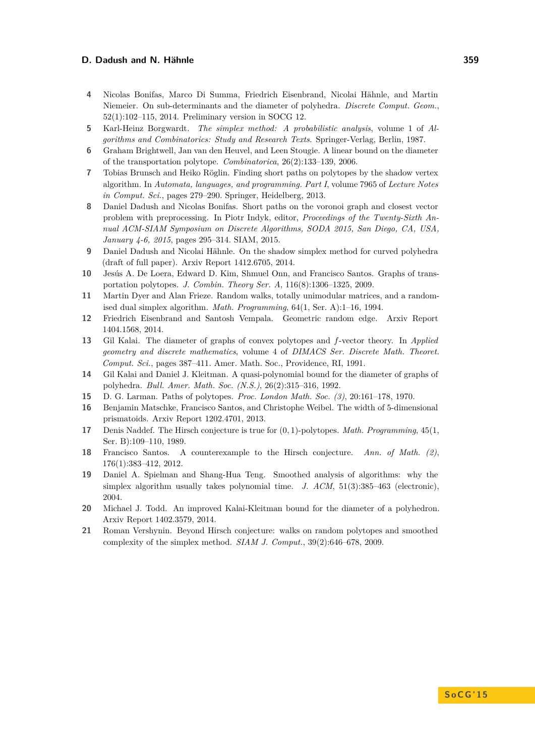4. Nicolas Bonifas, Marco Di Summa, Friedrich Eisenbrand, Nicolai Hähnle, and Martin Niemeier. On sub-determinants and the diameter of polyhedra. *Discrete Comput. Geom.*, 52(1):102–115, 2014. Preliminary version in SOCG 12.
5. Karl-Heinz Borgwardt. *The simplex method: A probabilistic analysis*, volume 1 of *Algorithms and Combinatorics: Study and Research Texts*. Springer-Verlag, Berlin, 1987.
6. Graham Brightwell, Jan van den Heuvel, and Leen Stougie. A linear bound on the diameter of the transportation polytope. *Combinatorica*, 26(2):133–139, 2006.
7. Tobias Brunsch and Heiko Röglin. Finding short paths on polytopes by the shadow vertex algorithm. In *Automata, languages, and programming. Part I*, volume 7965 of *Lecture Notes in Comput. Sci.*, pages 279–290. Springer, Heidelberg, 2013.
8. Daniel Dadush and Nicolas Bonifas. Short paths on the voronoi graph and closest vector problem with preprocessing. In Piotr Indyk, editor, *Proceedings of the Twenty-Sixth Annual ACM-SIAM Symposium on Discrete Algorithms, SODA 2015, San Diego, CA, USA, January 4-6, 2015*, pages 295–314. SIAM, 2015.
9. Daniel Dadush and Nicolai Hähnle. On the shadow simplex method for curved polyhedra (draft of full paper). Arxiv Report 1412.6705, 2014.
10. Jesús A. De Loera, Edward D. Kim, Shmuel Onn, and Francisco Santos. Graphs of transportation polytopes. *J. Combin. Theory Ser. A*, 116(8):1306–1325, 2009.
11. Martin Dyer and Alan Frieze. Random walks, totally unimodular matrices, and a randomised dual simplex algorithm. *Math. Programming*, 64(1, Ser. A):1–16, 1994.
12. Friedrich Eisenbrand and Santosh Vempala. Geometric random edge. Arxiv Report 1404.1568, 2014.
13. Gil Kalai. The diameter of graphs of convex polytopes and $f$-vector theory. In *Applied geometry and discrete mathematics*, volume 4 of *DIMACS Ser. Discrete Math. Theoret. Comput. Sci.*, pages 387–411. Amer. Math. Soc., Providence, RI, 1991.
14. Gil Kalai and Daniel J. Kleitman. A quasi-polynomial bound for the diameter of graphs of polyhedra. *Bull. Amer. Math. Soc. (N.S.)*, 26(2):315–316, 1992.
15. D. G. Larman. Paths of polytopes. *Proc. London Math. Soc. (3)*, 20:161–178, 1970.
16. Benjamin Matschke, Francisco Santos, and Christophe Weibel. The width of 5-dimensional prismatoids. Arxiv Report 1202.4701, 2013.
17. Denis Naddef. The Hirsch conjecture is true for $(0,1)$-polytopes. *Math. Programming*, 45(1, Ser. B):109–110, 1989.
18. Francisco Santos. A counterexample to the Hirsch conjecture. *Ann. of Math. (2)*, 176(1):383–412, 2012.
19. Daniel A. Spielman and Shang-Hua Teng. Smoothed analysis of algorithms: why the simplex algorithm usually takes polynomial time. *J. ACM*, 51(3):385–463 (electronic), 2004.
20. Michael J. Todd. An improved Kalai-Kleitman bound for the diameter of a polyhedron. Arxiv Report 1402.3579, 2014.
21. Roman Vershynin. Beyond Hirsch conjecture: walks on random polytopes and smoothed complexity of the simplex method. *SIAM J. Comput.*, 39(2):646–678, 2009.